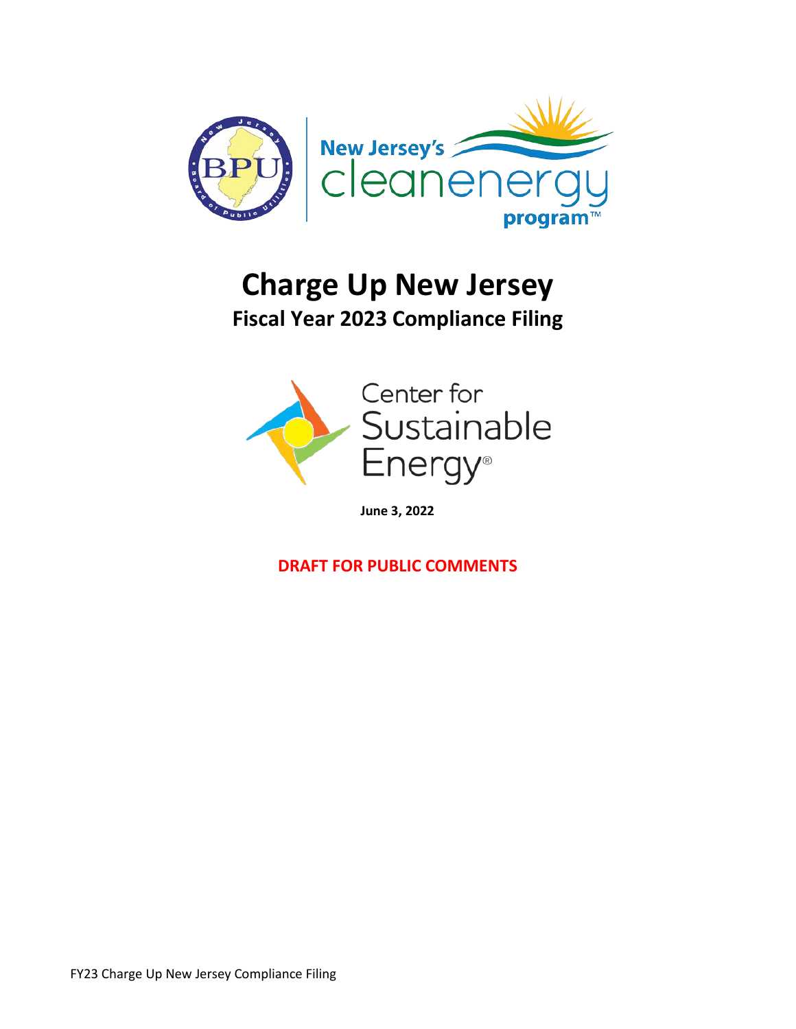# Charge Up New Jersey

## Fiscal Year 2023 Compliance Filing

**June 3, 2022**

**DRAFT FOR PUBLIC COMMENTS**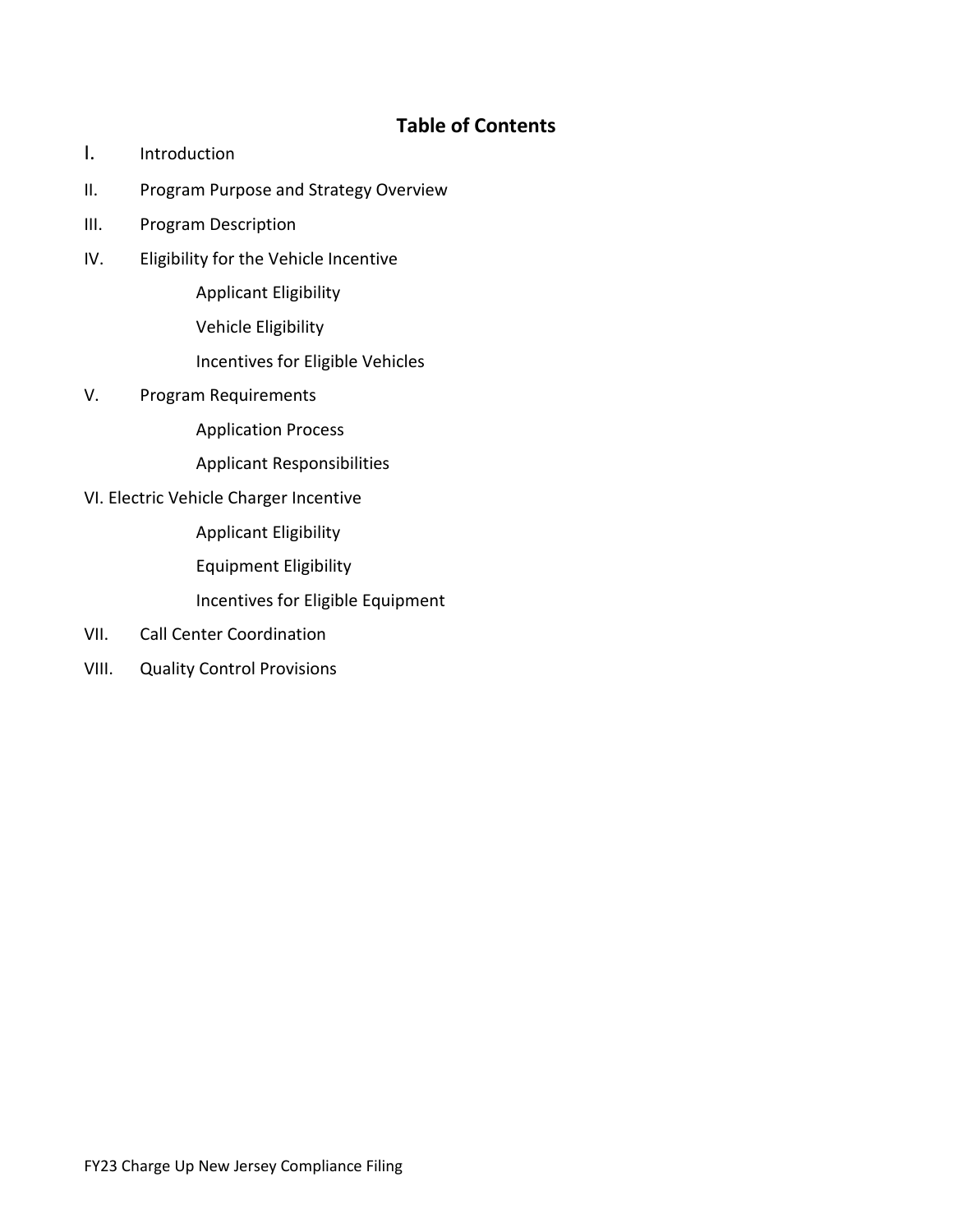## Table of Contents

I. Introduction

II. Program Purpose and Strategy Overview

III. Program Description

IV. Eligibility for the Vehicle Incentive

- Applicant Eligibility
- Vehicle Eligibility
- Incentives for Eligible Vehicles

V. Program Requirements

- Application Process
- Applicant Responsibilities

VI. Electric Vehicle Charger Incentive

- Applicant Eligibility
- Equipment Eligibility
- Incentives for Eligible Equipment

VII. Call Center Coordination

VIII. Quality Control Provisions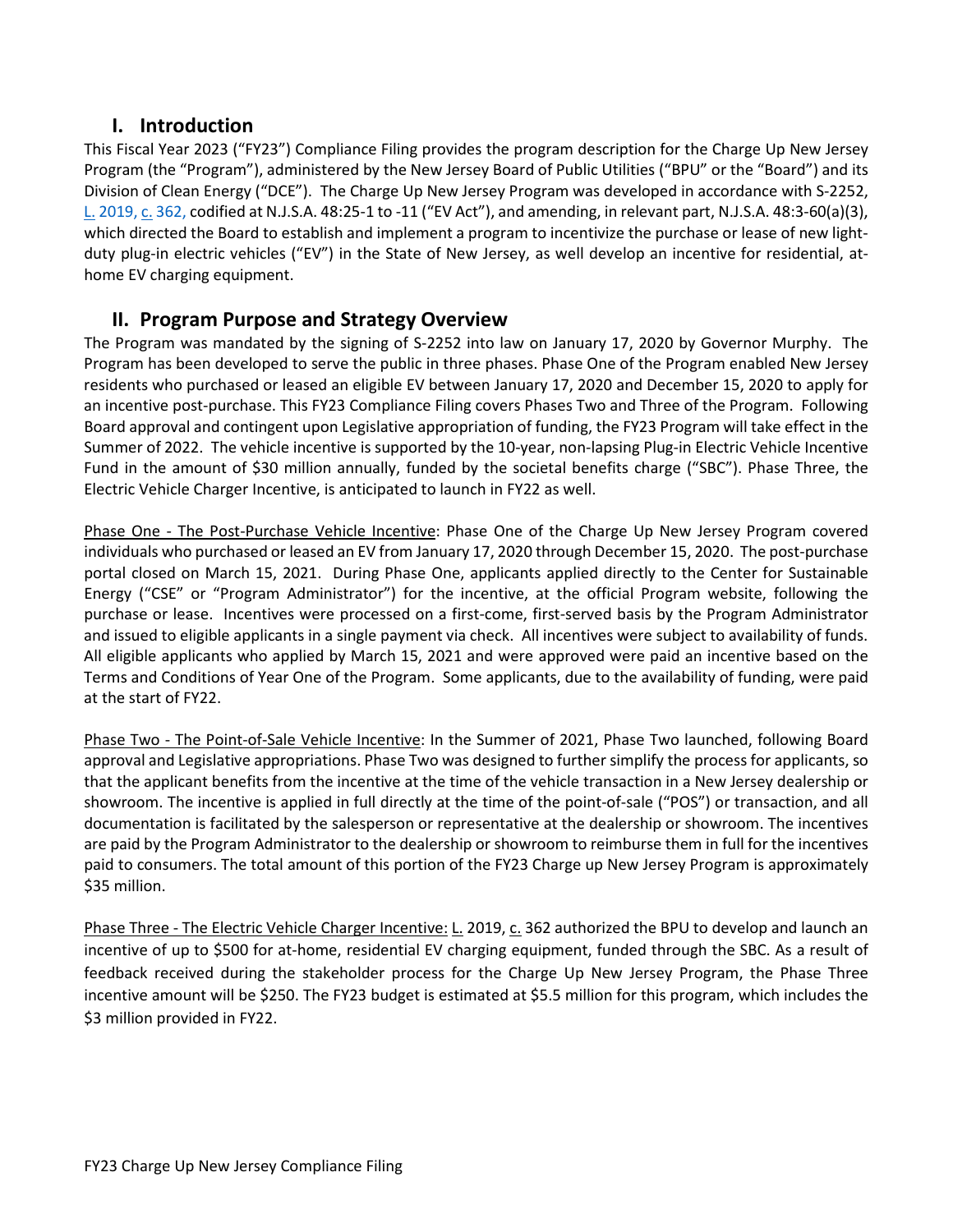## I. Introduction

This Fiscal Year 2023 ("FY23") Compliance Filing provides the program description for the Charge Up New Jersey Program (the "Program"), administered by the New Jersey Board of Public Utilities ("BPU" or the "Board") and its Division of Clean Energy ("DCE"). The Charge Up New Jersey Program was developed in accordance with S-2252, L. 2019, c. 362, codified at N.J.S.A. 48:25-1 to -11 ("EV Act"), and amending, in relevant part, N.J.S.A. 48:3-60(a)(3), which directed the Board to establish and implement a program to incentivize the purchase or lease of new light-duty plug-in electric vehicles ("EV") in the State of New Jersey, as well develop an incentive for residential, at-home EV charging equipment.

## II. Program Purpose and Strategy Overview

The Program was mandated by the signing of S-2252 into law on January 17, 2020 by Governor Murphy. The Program has been developed to serve the public in three phases. Phase One of the Program enabled New Jersey residents who purchased or leased an eligible EV between January 17, 2020 and December 15, 2020 to apply for an incentive post-purchase. This FY23 Compliance Filing covers Phases Two and Three of the Program. Following Board approval and contingent upon Legislative appropriation of funding, the FY23 Program will take effect in the Summer of 2022. The vehicle incentive is supported by the 10-year, non-lapsing Plug-in Electric Vehicle Incentive Fund in the amount of $30 million annually, funded by the societal benefits charge ("SBC"). Phase Three, the Electric Vehicle Charger Incentive, is anticipated to launch in FY22 as well.

Phase One - The Post-Purchase Vehicle Incentive: Phase One of the Charge Up New Jersey Program covered individuals who purchased or leased an EV from January 17, 2020 through December 15, 2020. The post-purchase portal closed on March 15, 2021. During Phase One, applicants applied directly to the Center for Sustainable Energy ("CSE" or "Program Administrator") for the incentive, at the official Program website, following the purchase or lease. Incentives were processed on a first-come, first-served basis by the Program Administrator and issued to eligible applicants in a single payment via check. All incentives were subject to availability of funds. All eligible applicants who applied by March 15, 2021 and were approved were paid an incentive based on the Terms and Conditions of Year One of the Program. Some applicants, due to the availability of funding, were paid at the start of FY22.

Phase Two - The Point-of-Sale Vehicle Incentive: In the Summer of 2021, Phase Two launched, following Board approval and Legislative appropriations. Phase Two was designed to further simplify the process for applicants, so that the applicant benefits from the incentive at the time of the vehicle transaction in a New Jersey dealership or showroom. The incentive is applied in full directly at the time of the point-of-sale ("POS") or transaction, and all documentation is facilitated by the salesperson or representative at the dealership or showroom. The incentives are paid by the Program Administrator to the dealership or showroom to reimburse them in full for the incentives paid to consumers. The total amount of this portion of the FY23 Charge up New Jersey Program is approximately $35 million.

Phase Three - The Electric Vehicle Charger Incentive: L. 2019, c. 362 authorized the BPU to develop and launch an incentive of up to $500 for at-home, residential EV charging equipment, funded through the SBC. As a result of feedback received during the stakeholder process for the Charge Up New Jersey Program, the Phase Three incentive amount will be $250. The FY23 budget is estimated at $5.5 million for this program, which includes the $3 million provided in FY22.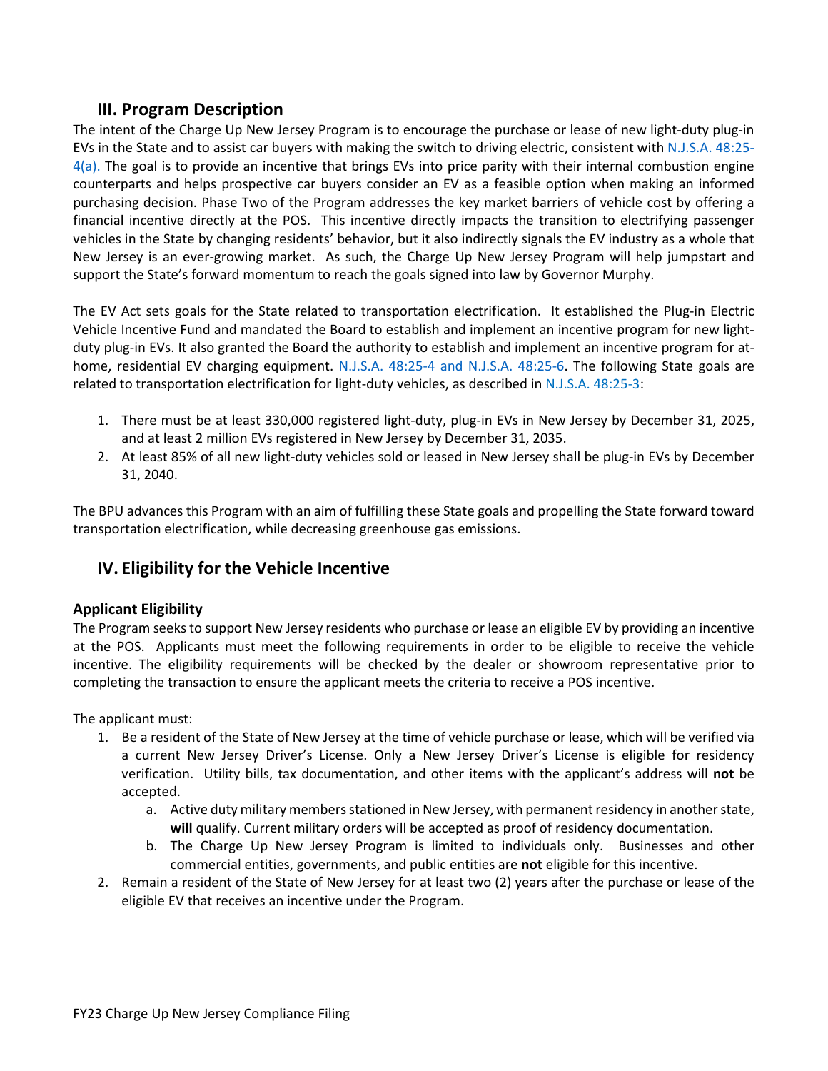## III. Program Description

The intent of the Charge Up New Jersey Program is to encourage the purchase or lease of new light-duty plug-in EVs in the State and to assist car buyers with making the switch to driving electric, consistent with N.J.S.A. 48:25-4(a). The goal is to provide an incentive that brings EVs into price parity with their internal combustion engine counterparts and helps prospective car buyers consider an EV as a feasible option when making an informed purchasing decision. Phase Two of the Program addresses the key market barriers of vehicle cost by offering a financial incentive directly at the POS. This incentive directly impacts the transition to electrifying passenger vehicles in the State by changing residents' behavior, but it also indirectly signals the EV industry as a whole that New Jersey is an ever-growing market. As such, the Charge Up New Jersey Program will help jumpstart and support the State's forward momentum to reach the goals signed into law by Governor Murphy.

The EV Act sets goals for the State related to transportation electrification. It established the Plug-in Electric Vehicle Incentive Fund and mandated the Board to establish and implement an incentive program for new light-duty plug-in EVs. It also granted the Board the authority to establish and implement an incentive program for at-home, residential EV charging equipment. N.J.S.A. 48:25-4 and N.J.S.A. 48:25-6. The following State goals are related to transportation electrification for light-duty vehicles, as described in N.J.S.A. 48:25-3:

1. There must be at least 330,000 registered light-duty, plug-in EVs in New Jersey by December 31, 2025, and at least 2 million EVs registered in New Jersey by December 31, 2035.
2. At least 85% of all new light-duty vehicles sold or leased in New Jersey shall be plug-in EVs by December 31, 2040.

The BPU advances this Program with an aim of fulfilling these State goals and propelling the State forward toward transportation electrification, while decreasing greenhouse gas emissions.

## IV. Eligibility for the Vehicle Incentive

### Applicant Eligibility

The Program seeks to support New Jersey residents who purchase or lease an eligible EV by providing an incentive at the POS. Applicants must meet the following requirements in order to be eligible to receive the vehicle incentive. The eligibility requirements will be checked by the dealer or showroom representative prior to completing the transaction to ensure the applicant meets the criteria to receive a POS incentive.

The applicant must:

1. Be a resident of the State of New Jersey at the time of vehicle purchase or lease, which will be verified via a current New Jersey Driver's License. Only a New Jersey Driver's License is eligible for residency verification. Utility bills, tax documentation, and other items with the applicant's address will **not** be accepted.
    a. Active duty military members stationed in New Jersey, with permanent residency in another state, **will** qualify. Current military orders will be accepted as proof of residency documentation.
    b. The Charge Up New Jersey Program is limited to individuals only. Businesses and other commercial entities, governments, and public entities are **not** eligible for this incentive.
2. Remain a resident of the State of New Jersey for at least two (2) years after the purchase or lease of the eligible EV that receives an incentive under the Program.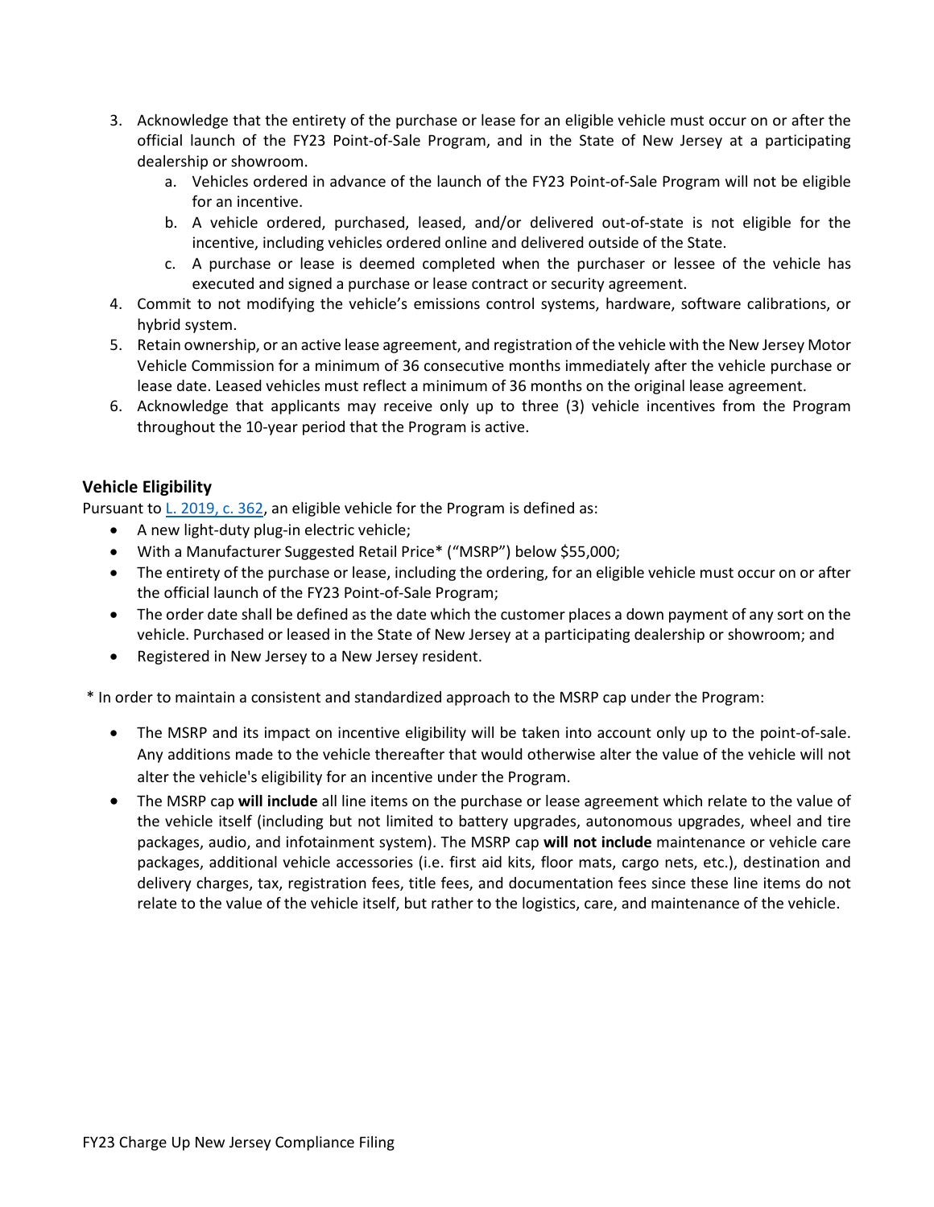3. Acknowledge that the entirety of the purchase or lease for an eligible vehicle must occur on or after the official launch of the FY23 Point-of-Sale Program, and in the State of New Jersey at a participating dealership or showroom.
    a. Vehicles ordered in advance of the launch of the FY23 Point-of-Sale Program will not be eligible for an incentive.
    b. A vehicle ordered, purchased, leased, and/or delivered out-of-state is not eligible for the incentive, including vehicles ordered online and delivered outside of the State.
    c. A purchase or lease is deemed completed when the purchaser or lessee of the vehicle has executed and signed a purchase or lease contract or security agreement.
4. Commit to not modifying the vehicle's emissions control systems, hardware, software calibrations, or hybrid system.
5. Retain ownership, or an active lease agreement, and registration of the vehicle with the New Jersey Motor Vehicle Commission for a minimum of 36 consecutive months immediately after the vehicle purchase or lease date. Leased vehicles must reflect a minimum of 36 months on the original lease agreement.
6. Acknowledge that applicants may receive only up to three (3) vehicle incentives from the Program throughout the 10-year period that the Program is active.

### Vehicle Eligibility

Pursuant to L. 2019, c. 362, an eligible vehicle for the Program is defined as:

- A new light-duty plug-in electric vehicle;
- With a Manufacturer Suggested Retail Price* ("MSRP") below $55,000;
- The entirety of the purchase or lease, including the ordering, for an eligible vehicle must occur on or after the official launch of the FY23 Point-of-Sale Program;
- The order date shall be defined as the date which the customer places a down payment of any sort on the vehicle. Purchased or leased in the State of New Jersey at a participating dealership or showroom; and
- Registered in New Jersey to a New Jersey resident.

* In order to maintain a consistent and standardized approach to the MSRP cap under the Program:

- The MSRP and its impact on incentive eligibility will be taken into account only up to the point-of-sale. Any additions made to the vehicle thereafter that would otherwise alter the value of the vehicle will not alter the vehicle's eligibility for an incentive under the Program.
- The MSRP cap **will include** all line items on the purchase or lease agreement which relate to the value of the vehicle itself (including but not limited to battery upgrades, autonomous upgrades, wheel and tire packages, audio, and infotainment system). The MSRP cap **will not include** maintenance or vehicle care packages, additional vehicle accessories (i.e. first aid kits, floor mats, cargo nets, etc.), destination and delivery charges, tax, registration fees, title fees, and documentation fees since these line items do not relate to the value of the vehicle itself, but rather to the logistics, care, and maintenance of the vehicle.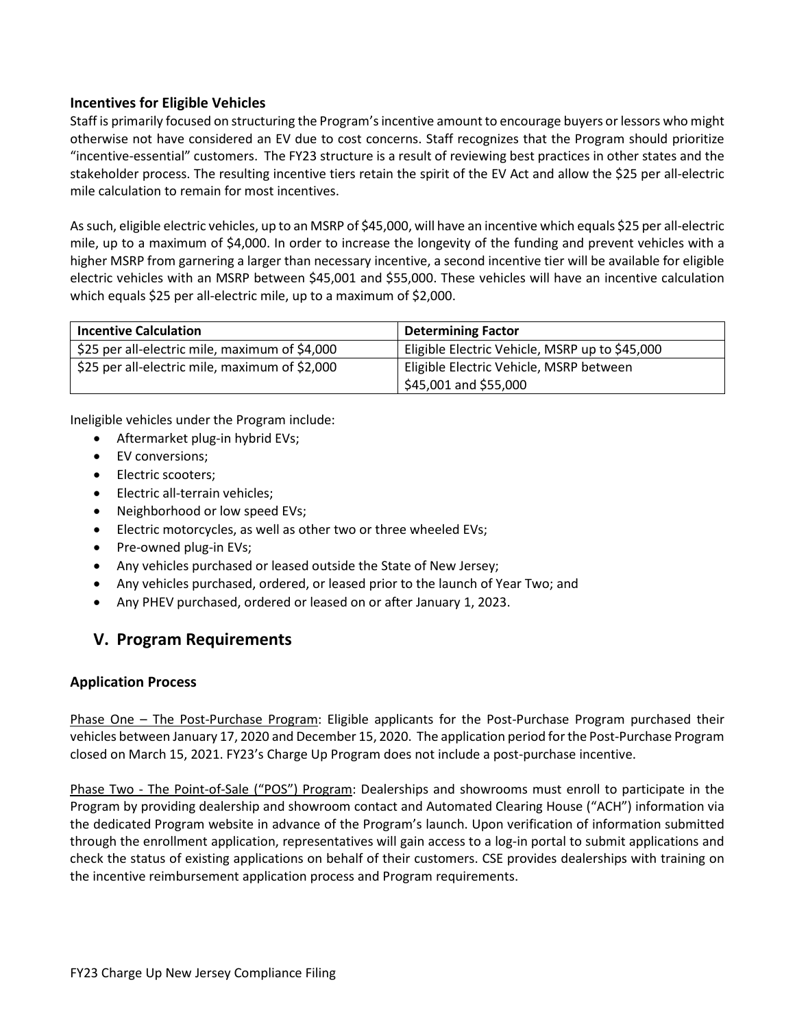### Incentives for Eligible Vehicles

Staff is primarily focused on structuring the Program's incentive amount to encourage buyers or lessors who might otherwise not have considered an EV due to cost concerns. Staff recognizes that the Program should prioritize "incentive-essential" customers. The FY23 structure is a result of reviewing best practices in other states and the stakeholder process. The resulting incentive tiers retain the spirit of the EV Act and allow the $25 per all-electric mile calculation to remain for most incentives.

As such, eligible electric vehicles, up to an MSRP of $45,000, will have an incentive which equals $25 per all-electric mile, up to a maximum of $4,000. In order to increase the longevity of the funding and prevent vehicles with a higher MSRP from garnering a larger than necessary incentive, a second incentive tier will be available for eligible electric vehicles with an MSRP between $45,001 and $55,000. These vehicles will have an incentive calculation which equals $25 per all-electric mile, up to a maximum of $2,000.

| Incentive Calculation | Determining Factor |
|---|---|
| $25 per all-electric mile, maximum of $4,000 | Eligible Electric Vehicle, MSRP up to $45,000 |
| $25 per all-electric mile, maximum of $2,000 | Eligible Electric Vehicle, MSRP between $45,001 and $55,000 |

Ineligible vehicles under the Program include:

- Aftermarket plug-in hybrid EVs;
- EV conversions;
- Electric scooters;
- Electric all-terrain vehicles;
- Neighborhood or low speed EVs;
- Electric motorcycles, as well as other two or three wheeled EVs;
- Pre-owned plug-in EVs;
- Any vehicles purchased or leased outside the State of New Jersey;
- Any vehicles purchased, ordered, or leased prior to the launch of Year Two; and
- Any PHEV purchased, ordered or leased on or after January 1, 2023.

## V. Program Requirements

### Application Process

Phase One – The Post-Purchase Program: Eligible applicants for the Post-Purchase Program purchased their vehicles between January 17, 2020 and December 15, 2020. The application period for the Post-Purchase Program closed on March 15, 2021. FY23's Charge Up Program does not include a post-purchase incentive.

Phase Two - The Point-of-Sale ("POS") Program: Dealerships and showrooms must enroll to participate in the Program by providing dealership and showroom contact and Automated Clearing House ("ACH") information via the dedicated Program website in advance of the Program's launch. Upon verification of information submitted through the enrollment application, representatives will gain access to a log-in portal to submit applications and check the status of existing applications on behalf of their customers. CSE provides dealerships with training on the incentive reimbursement application process and Program requirements.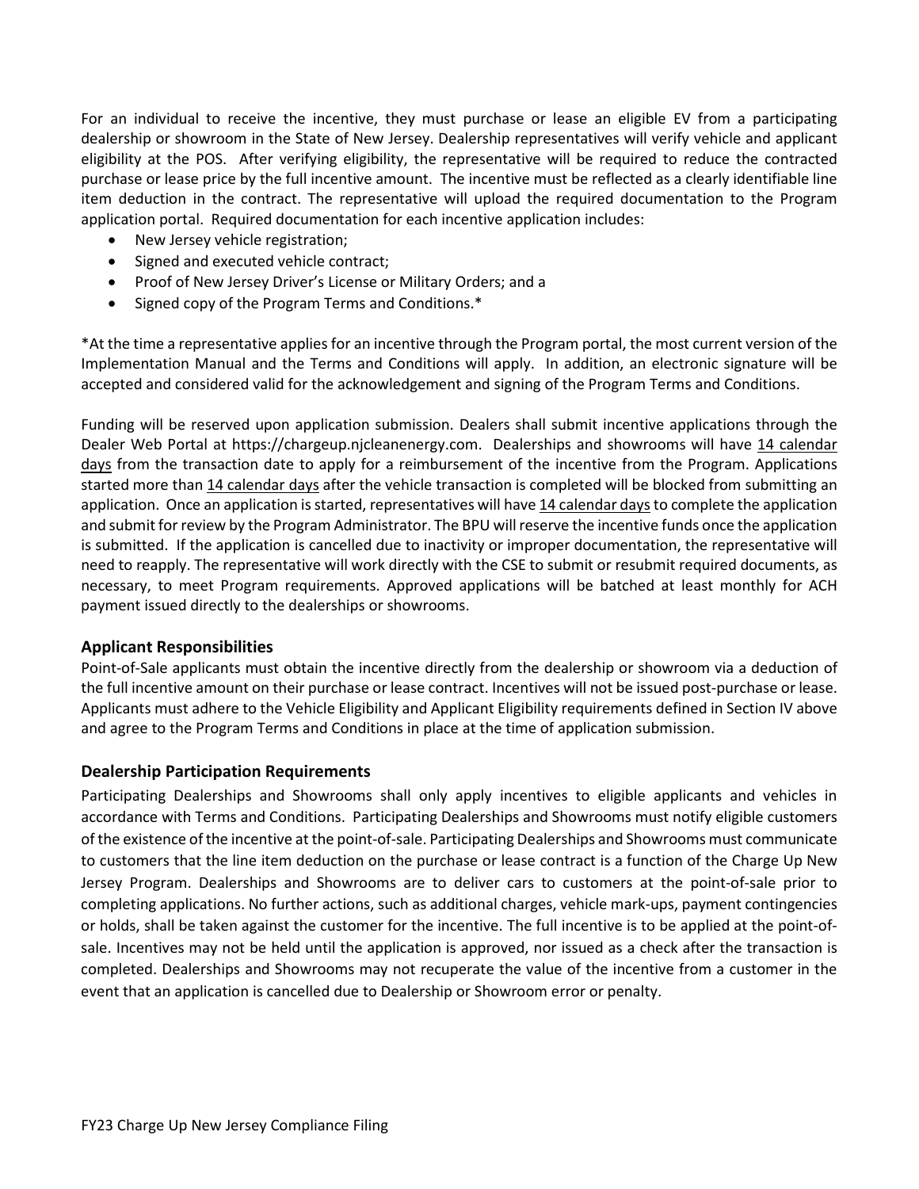For an individual to receive the incentive, they must purchase or lease an eligible EV from a participating dealership or showroom in the State of New Jersey. Dealership representatives will verify vehicle and applicant eligibility at the POS. After verifying eligibility, the representative will be required to reduce the contracted purchase or lease price by the full incentive amount. The incentive must be reflected as a clearly identifiable line item deduction in the contract. The representative will upload the required documentation to the Program application portal. Required documentation for each incentive application includes:

- New Jersey vehicle registration;
- Signed and executed vehicle contract;
- Proof of New Jersey Driver's License or Military Orders; and a
- Signed copy of the Program Terms and Conditions.*

*At the time a representative applies for an incentive through the Program portal, the most current version of the Implementation Manual and the Terms and Conditions will apply. In addition, an electronic signature will be accepted and considered valid for the acknowledgement and signing of the Program Terms and Conditions.

Funding will be reserved upon application submission. Dealers shall submit incentive applications through the Dealer Web Portal at https://chargeup.njcleanenergy.com. Dealerships and showrooms will have 14 calendar days from the transaction date to apply for a reimbursement of the incentive from the Program. Applications started more than 14 calendar days after the vehicle transaction is completed will be blocked from submitting an application. Once an application is started, representatives will have 14 calendar days to complete the application and submit for review by the Program Administrator. The BPU will reserve the incentive funds once the application is submitted. If the application is cancelled due to inactivity or improper documentation, the representative will need to reapply. The representative will work directly with the CSE to submit or resubmit required documents, as necessary, to meet Program requirements. Approved applications will be batched at least monthly for ACH payment issued directly to the dealerships or showrooms.

### Applicant Responsibilities

Point-of-Sale applicants must obtain the incentive directly from the dealership or showroom via a deduction of the full incentive amount on their purchase or lease contract. Incentives will not be issued post-purchase or lease. Applicants must adhere to the Vehicle Eligibility and Applicant Eligibility requirements defined in Section IV above and agree to the Program Terms and Conditions in place at the time of application submission.

### Dealership Participation Requirements

Participating Dealerships and Showrooms shall only apply incentives to eligible applicants and vehicles in accordance with Terms and Conditions. Participating Dealerships and Showrooms must notify eligible customers of the existence of the incentive at the point-of-sale. Participating Dealerships and Showrooms must communicate to customers that the line item deduction on the purchase or lease contract is a function of the Charge Up New Jersey Program. Dealerships and Showrooms are to deliver cars to customers at the point-of-sale prior to completing applications. No further actions, such as additional charges, vehicle mark-ups, payment contingencies or holds, shall be taken against the customer for the incentive. The full incentive is to be applied at the point-of-sale. Incentives may not be held until the application is approved, nor issued as a check after the transaction is completed. Dealerships and Showrooms may not recuperate the value of the incentive from a customer in the event that an application is cancelled due to Dealership or Showroom error or penalty.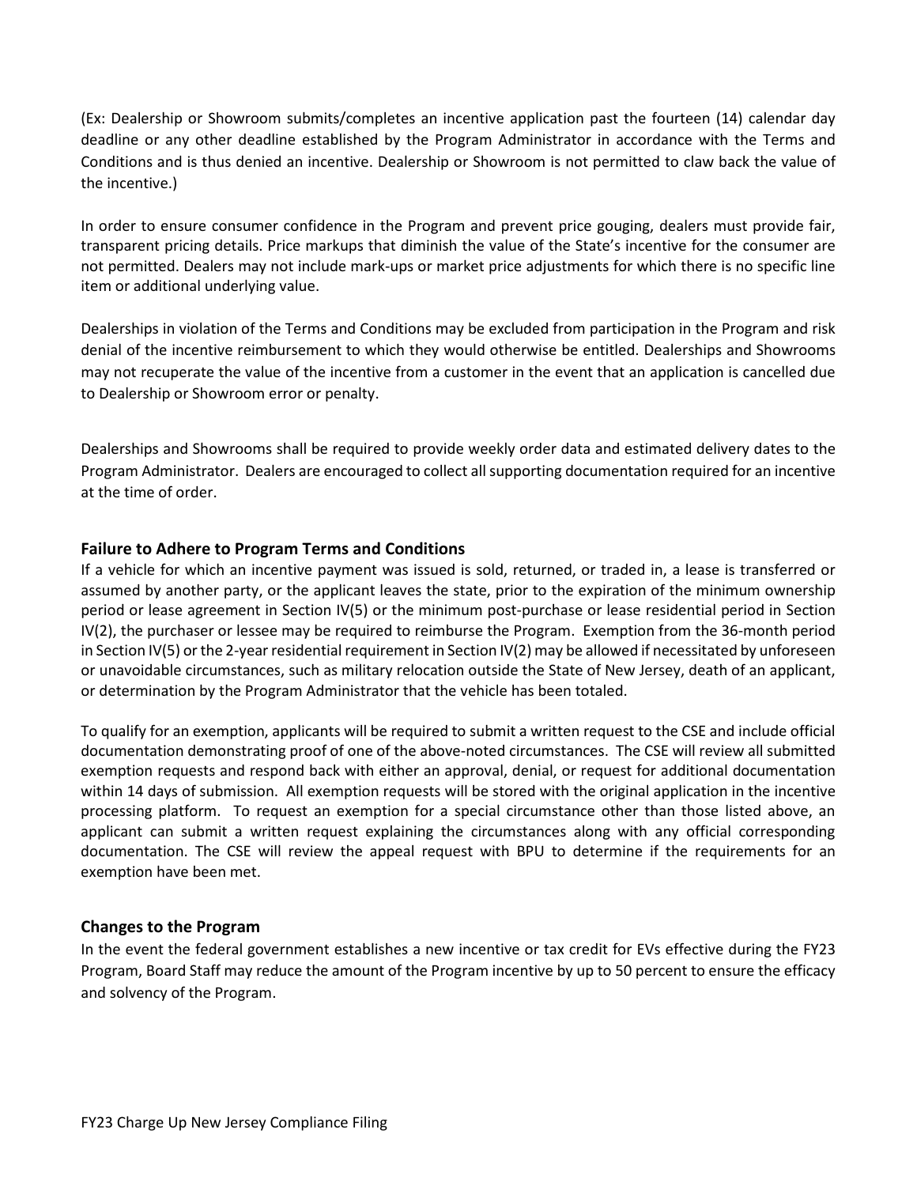(Ex: Dealership or Showroom submits/completes an incentive application past the fourteen (14) calendar day deadline or any other deadline established by the Program Administrator in accordance with the Terms and Conditions and is thus denied an incentive. Dealership or Showroom is not permitted to claw back the value of the incentive.)

In order to ensure consumer confidence in the Program and prevent price gouging, dealers must provide fair, transparent pricing details. Price markups that diminish the value of the State's incentive for the consumer are not permitted. Dealers may not include mark-ups or market price adjustments for which there is no specific line item or additional underlying value.

Dealerships in violation of the Terms and Conditions may be excluded from participation in the Program and risk denial of the incentive reimbursement to which they would otherwise be entitled. Dealerships and Showrooms may not recuperate the value of the incentive from a customer in the event that an application is cancelled due to Dealership or Showroom error or penalty.

Dealerships and Showrooms shall be required to provide weekly order data and estimated delivery dates to the Program Administrator. Dealers are encouraged to collect all supporting documentation required for an incentive at the time of order.

### Failure to Adhere to Program Terms and Conditions

If a vehicle for which an incentive payment was issued is sold, returned, or traded in, a lease is transferred or assumed by another party, or the applicant leaves the state, prior to the expiration of the minimum ownership period or lease agreement in Section IV(5) or the minimum post-purchase or lease residential period in Section IV(2), the purchaser or lessee may be required to reimburse the Program. Exemption from the 36-month period in Section IV(5) or the 2-year residential requirement in Section IV(2) may be allowed if necessitated by unforeseen or unavoidable circumstances, such as military relocation outside the State of New Jersey, death of an applicant, or determination by the Program Administrator that the vehicle has been totaled.

To qualify for an exemption, applicants will be required to submit a written request to the CSE and include official documentation demonstrating proof of one of the above-noted circumstances. The CSE will review all submitted exemption requests and respond back with either an approval, denial, or request for additional documentation within 14 days of submission. All exemption requests will be stored with the original application in the incentive processing platform. To request an exemption for a special circumstance other than those listed above, an applicant can submit a written request explaining the circumstances along with any official corresponding documentation. The CSE will review the appeal request with BPU to determine if the requirements for an exemption have been met.

### Changes to the Program

In the event the federal government establishes a new incentive or tax credit for EVs effective during the FY23 Program, Board Staff may reduce the amount of the Program incentive by up to 50 percent to ensure the efficacy and solvency of the Program.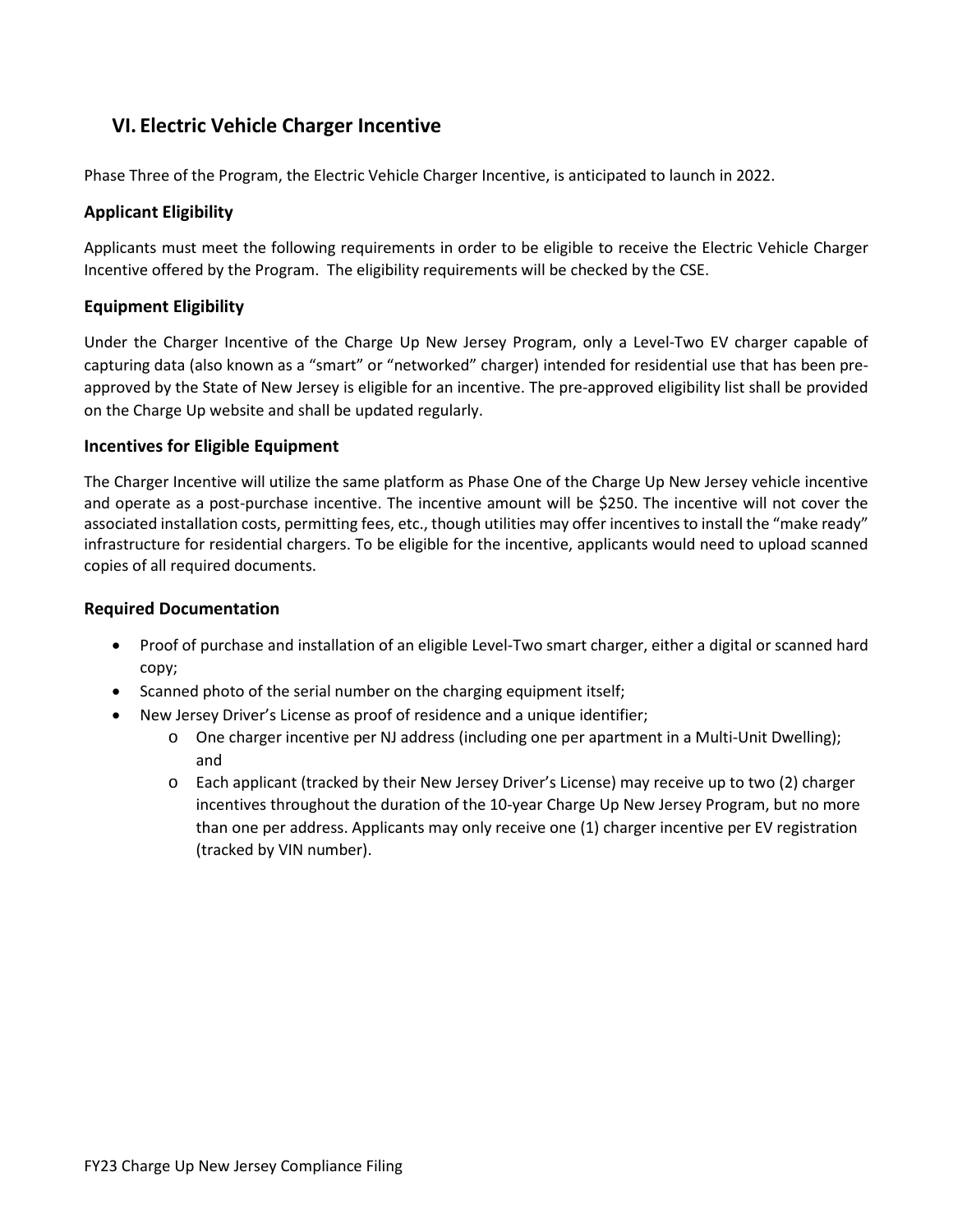## VI. Electric Vehicle Charger Incentive

Phase Three of the Program, the Electric Vehicle Charger Incentive, is anticipated to launch in 2022.

### Applicant Eligibility

Applicants must meet the following requirements in order to be eligible to receive the Electric Vehicle Charger Incentive offered by the Program. The eligibility requirements will be checked by the CSE.

### Equipment Eligibility

Under the Charger Incentive of the Charge Up New Jersey Program, only a Level-Two EV charger capable of capturing data (also known as a "smart" or "networked" charger) intended for residential use that has been pre-approved by the State of New Jersey is eligible for an incentive. The pre-approved eligibility list shall be provided on the Charge Up website and shall be updated regularly.

### Incentives for Eligible Equipment

The Charger Incentive will utilize the same platform as Phase One of the Charge Up New Jersey vehicle incentive and operate as a post-purchase incentive. The incentive amount will be $250. The incentive will not cover the associated installation costs, permitting fees, etc., though utilities may offer incentives to install the "make ready" infrastructure for residential chargers. To be eligible for the incentive, applicants would need to upload scanned copies of all required documents.

### Required Documentation

- Proof of purchase and installation of an eligible Level-Two smart charger, either a digital or scanned hard copy;
- Scanned photo of the serial number on the charging equipment itself;
- New Jersey Driver's License as proof of residence and a unique identifier;
  - One charger incentive per NJ address (including one per apartment in a Multi-Unit Dwelling); and
  - Each applicant (tracked by their New Jersey Driver's License) may receive up to two (2) charger incentives throughout the duration of the 10-year Charge Up New Jersey Program, but no more than one per address. Applicants may only receive one (1) charger incentive per EV registration (tracked by VIN number).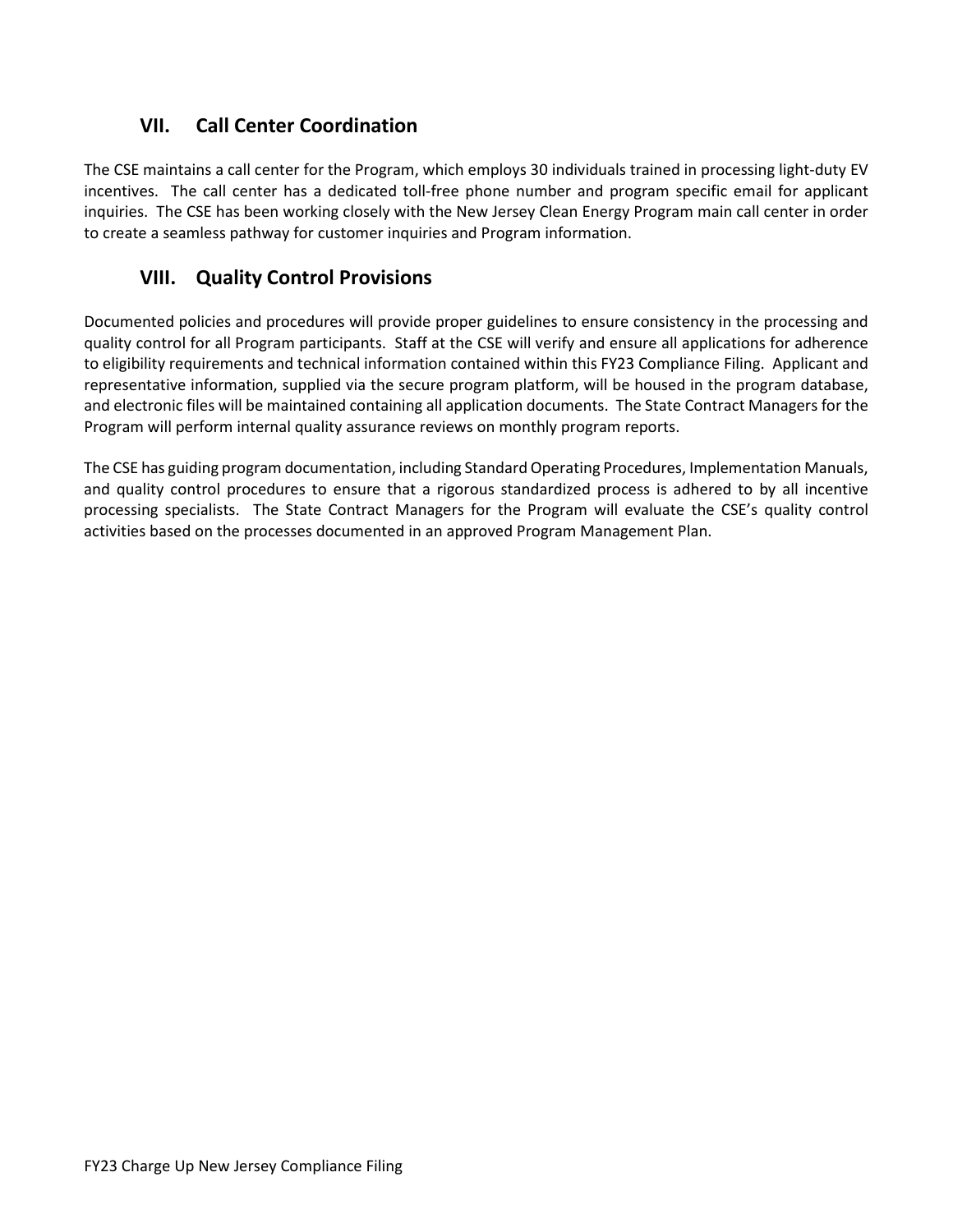## VII. Call Center Coordination

The CSE maintains a call center for the Program, which employs 30 individuals trained in processing light-duty EV incentives. The call center has a dedicated toll-free phone number and program specific email for applicant inquiries. The CSE has been working closely with the New Jersey Clean Energy Program main call center in order to create a seamless pathway for customer inquiries and Program information.

## VIII. Quality Control Provisions

Documented policies and procedures will provide proper guidelines to ensure consistency in the processing and quality control for all Program participants. Staff at the CSE will verify and ensure all applications for adherence to eligibility requirements and technical information contained within this FY23 Compliance Filing. Applicant and representative information, supplied via the secure program platform, will be housed in the program database, and electronic files will be maintained containing all application documents. The State Contract Managers for the Program will perform internal quality assurance reviews on monthly program reports.

The CSE has guiding program documentation, including Standard Operating Procedures, Implementation Manuals, and quality control procedures to ensure that a rigorous standardized process is adhered to by all incentive processing specialists. The State Contract Managers for the Program will evaluate the CSE's quality control activities based on the processes documented in an approved Program Management Plan.